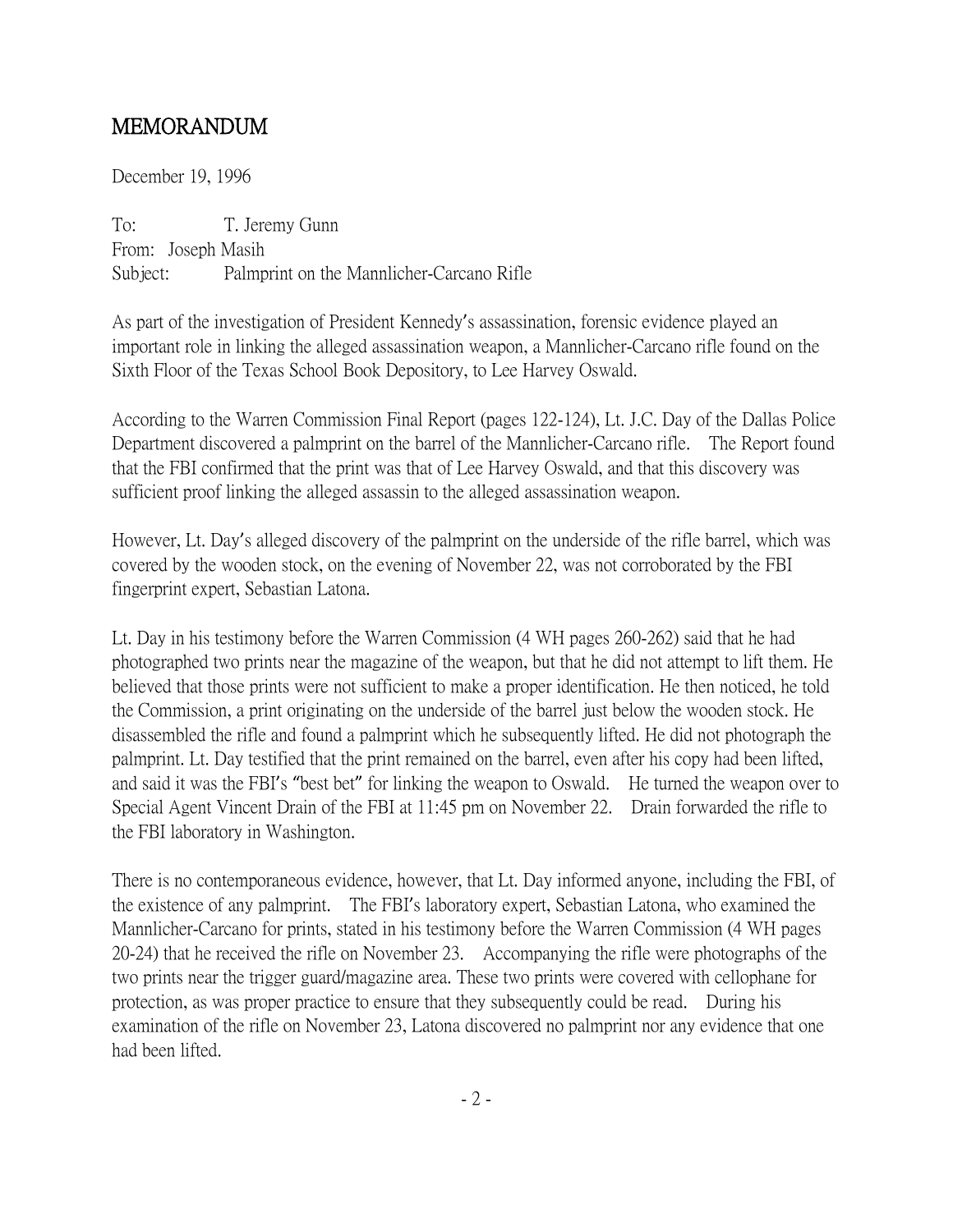# MEMORANDUM

December 19, 1996

To: T. Jeremy Gunn  
From: Joseph Masih  
Subject: Palmprint on the Mannlicher-Carcano Rifle

As part of the investigation of President Kennedy's assassination, forensic evidence played an important role in linking the alleged assassination weapon, a Mannlicher-Carcano rifle found on the Sixth Floor of the Texas School Book Depository, to Lee Harvey Oswald.

According to the Warren Commission Final Report (pages 122-124), Lt. J.C. Day of the Dallas Police Department discovered a palmprint on the barrel of the Mannlicher-Carcano rifle. The Report found that the FBI confirmed that the print was that of Lee Harvey Oswald, and that this discovery was sufficient proof linking the alleged assassin to the alleged assassination weapon.

However, Lt. Day's alleged discovery of the palmprint on the underside of the rifle barrel, which was covered by the wooden stock, on the evening of November 22, was not corroborated by the FBI fingerprint expert, Sebastian Latona.

Lt. Day in his testimony before the Warren Commission (4 WH pages 260-262) said that he had photographed two prints near the magazine of the weapon, but that he did not attempt to lift them. He believed that those prints were not sufficient to make a proper identification. He then noticed, he told the Commission, a print originating on the underside of the barrel just below the wooden stock. He disassembled the rifle and found a palmprint which he subsequently lifted. He did not photograph the palmprint. Lt. Day testified that the print remained on the barrel, even after his copy had been lifted, and said it was the FBI's "best bet" for linking the weapon to Oswald. He turned the weapon over to Special Agent Vincent Drain of the FBI at 11:45 pm on November 22. Drain forwarded the rifle to the FBI laboratory in Washington.

There is no contemporaneous evidence, however, that Lt. Day informed anyone, including the FBI, of the existence of any palmprint. The FBI's laboratory expert, Sebastian Latona, who examined the Mannlicher-Carcano for prints, stated in his testimony before the Warren Commission (4 WH pages 20-24) that he received the rifle on November 23. Accompanying the rifle were photographs of the two prints near the trigger guard/magazine area. These two prints were covered with cellophane for protection, as was proper practice to ensure that they subsequently could be read. During his examination of the rifle on November 23, Latona discovered no palmprint nor any evidence that one had been lifted.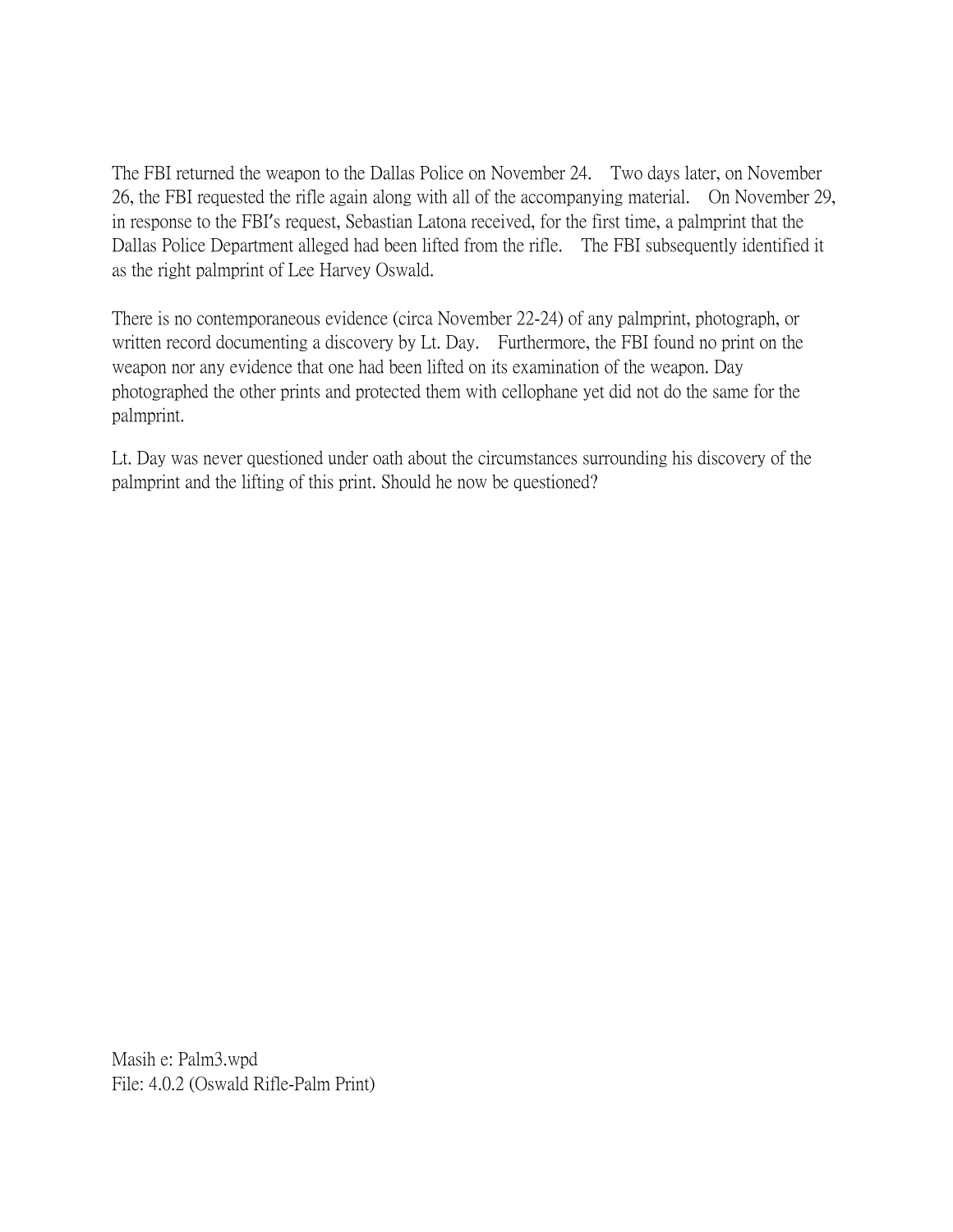The FBI returned the weapon to the Dallas Police on November 24. Two days later, on November 26, the FBI requested the rifle again along with all of the accompanying material. On November 29, in response to the FBI's request, Sebastian Latona received, for the first time, a palmprint that the Dallas Police Department alleged had been lifted from the rifle. The FBI subsequently identified it as the right palmprint of Lee Harvey Oswald.

There is no contemporaneous evidence (circa November 22-24) of any palmprint, photograph, or written record documenting a discovery by Lt. Day. Furthermore, the FBI found no print on the weapon nor any evidence that one had been lifted on its examination of the weapon. Day photographed the other prints and protected them with cellophane yet did not do the same for the palmprint.

Lt. Day was never questioned under oath about the circumstances surrounding his discovery of the palmprint and the lifting of this print. Should he now be questioned?

Masih e: Palm3.wpd
File: 4.0.2 (Oswald Rifle-Palm Print)